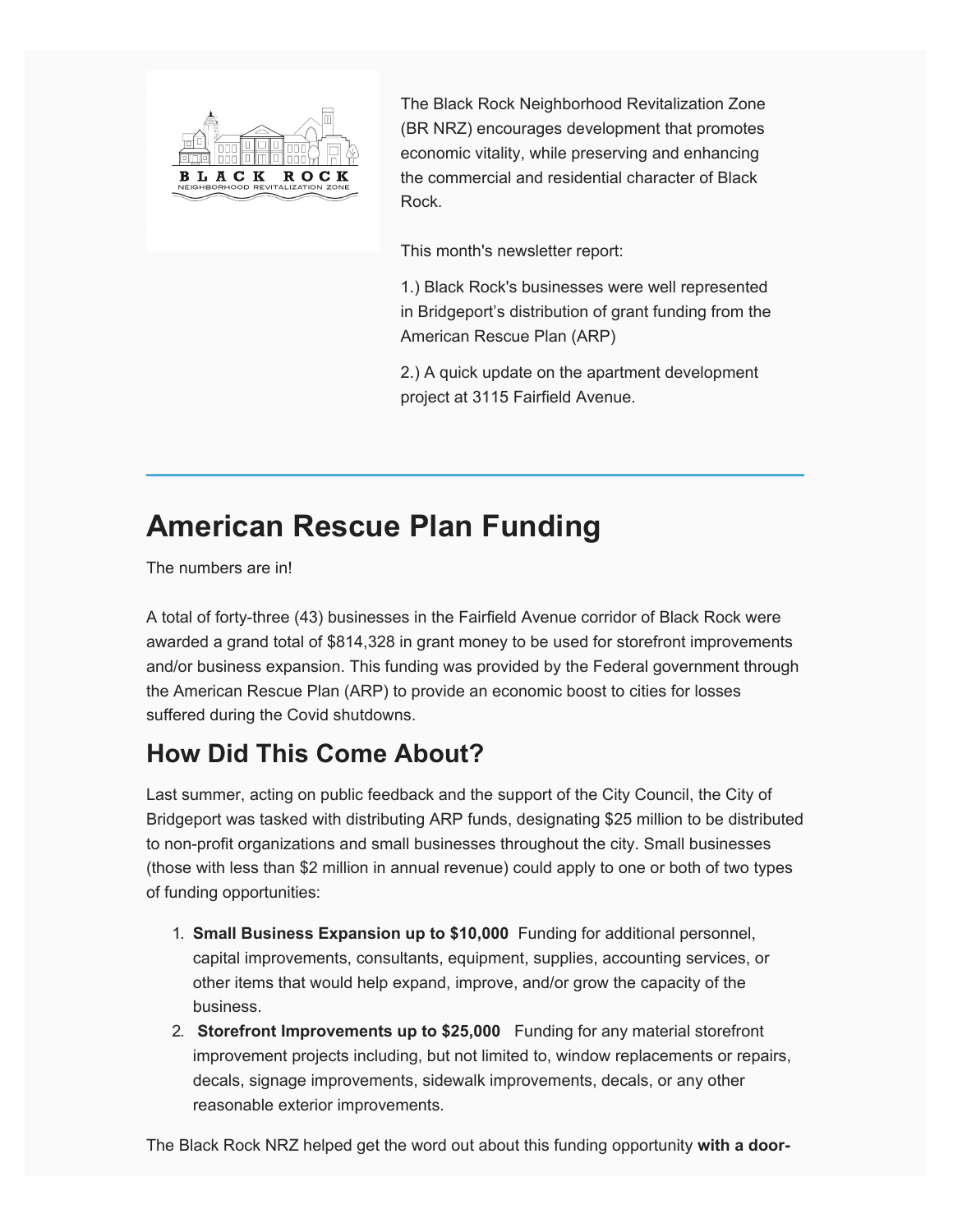The Black Rock Neighborhood Revitalization Zone (BR NRZ) encourages development that promotes economic vitality, while preserving and enhancing the commercial and residential character of Black Rock.

This month's newsletter report:

1.) Black Rock's businesses were well represented in Bridgeport's distribution of grant funding from the American Rescue Plan (ARP)

2.) A quick update on the apartment development project at 3115 Fairfield Avenue.

---

# American Rescue Plan Funding

The numbers are in!

A total of forty-three (43) businesses in the Fairfield Avenue corridor of Black Rock were awarded a grand total of $814,328 in grant money to be used for storefront improvements and/or business expansion. This funding was provided by the Federal government through the American Rescue Plan (ARP) to provide an economic boost to cities for losses suffered during the Covid shutdowns.

## How Did This Come About?

Last summer, acting on public feedback and the support of the City Council, the City of Bridgeport was tasked with distributing ARP funds, designating $25 million to be distributed to non-profit organizations and small businesses throughout the city. Small businesses (those with less than $2 million in annual revenue) could apply to one or both of two types of funding opportunities:

1. **Small Business Expansion up to $10,000** Funding for additional personnel, capital improvements, consultants, equipment, supplies, accounting services, or other items that would help expand, improve, and/or grow the capacity of the business.
2. **Storefront Improvements up to $25,000** Funding for any material storefront improvement projects including, but not limited to, window replacements or repairs, decals, signage improvements, sidewalk improvements, decals, or any other reasonable exterior improvements.

The Black Rock NRZ helped get the word out about this funding opportunity **with a door-**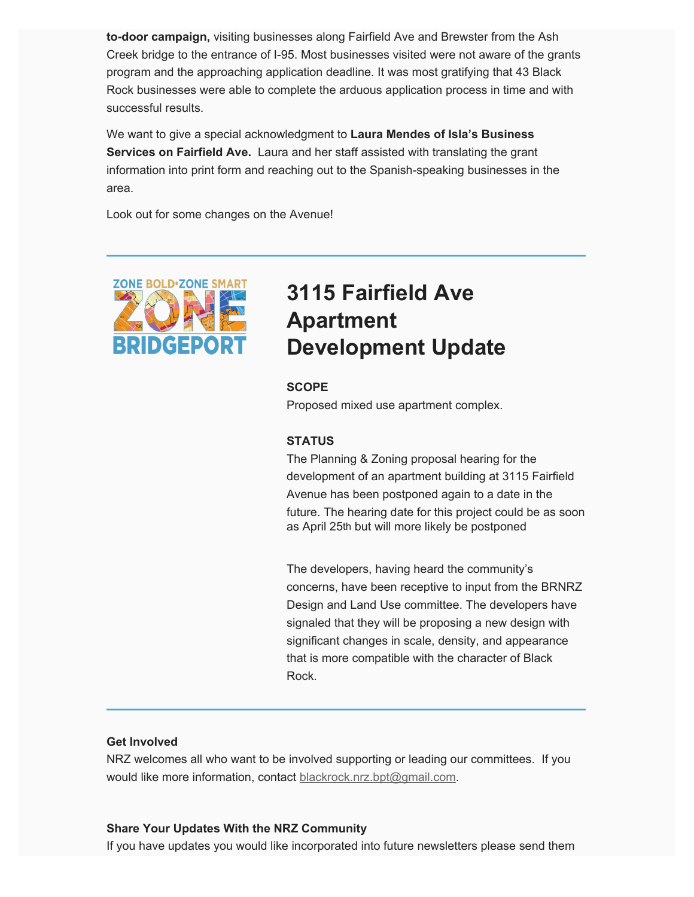**to-door campaign,** visiting businesses along Fairfield Ave and Brewster from the Ash Creek bridge to the entrance of I-95. Most businesses visited were not aware of the grants program and the approaching application deadline. It was most gratifying that 43 Black Rock businesses were able to complete the arduous application process in time and with successful results.

We want to give a special acknowledgment to **Laura Mendes of Isla's Business Services on Fairfield Ave.** Laura and her staff assisted with translating the grant information into print form and reaching out to the Spanish-speaking businesses in the area.

Look out for some changes on the Avenue!

---

ZONE BOLD•ZONE SMART
ZONE
BRIDGEPORT

# 3115 Fairfield Ave Apartment Development Update

**SCOPE**

Proposed mixed use apartment complex.

**STATUS**

The Planning & Zoning proposal hearing for the development of an apartment building at 3115 Fairfield Avenue has been postponed again to a date in the future. The hearing date for this project could be as soon as April 25th but will more likely be postponed

The developers, having heard the community's concerns, have been receptive to input from the BRNRZ Design and Land Use committee. The developers have signaled that they will be proposing a new design with significant changes in scale, density, and appearance that is more compatible with the character of Black Rock.

---

**Get Involved**

NRZ welcomes all who want to be involved supporting or leading our committees. If you would like more information, contact blackrock.nrz.bpt@gmail.com.

**Share Your Updates With the NRZ Community**

If you have updates you would like incorporated into future newsletters please send them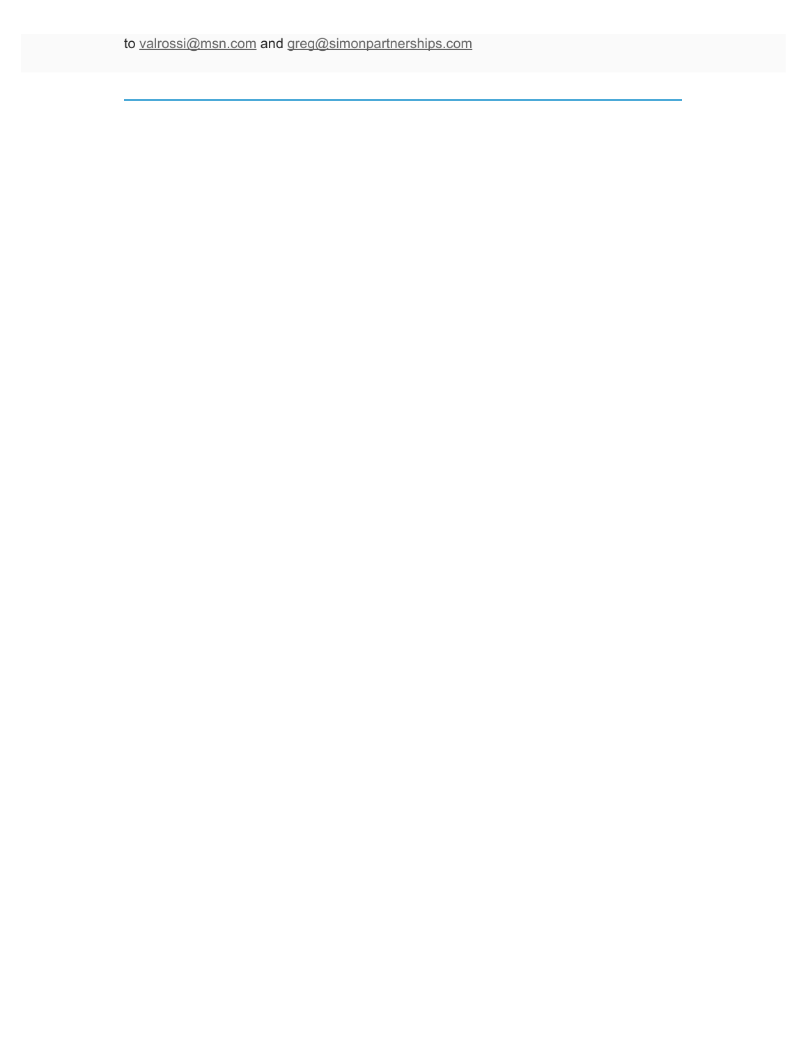to valrossi@msn.com and greg@simonpartnerships.com

---